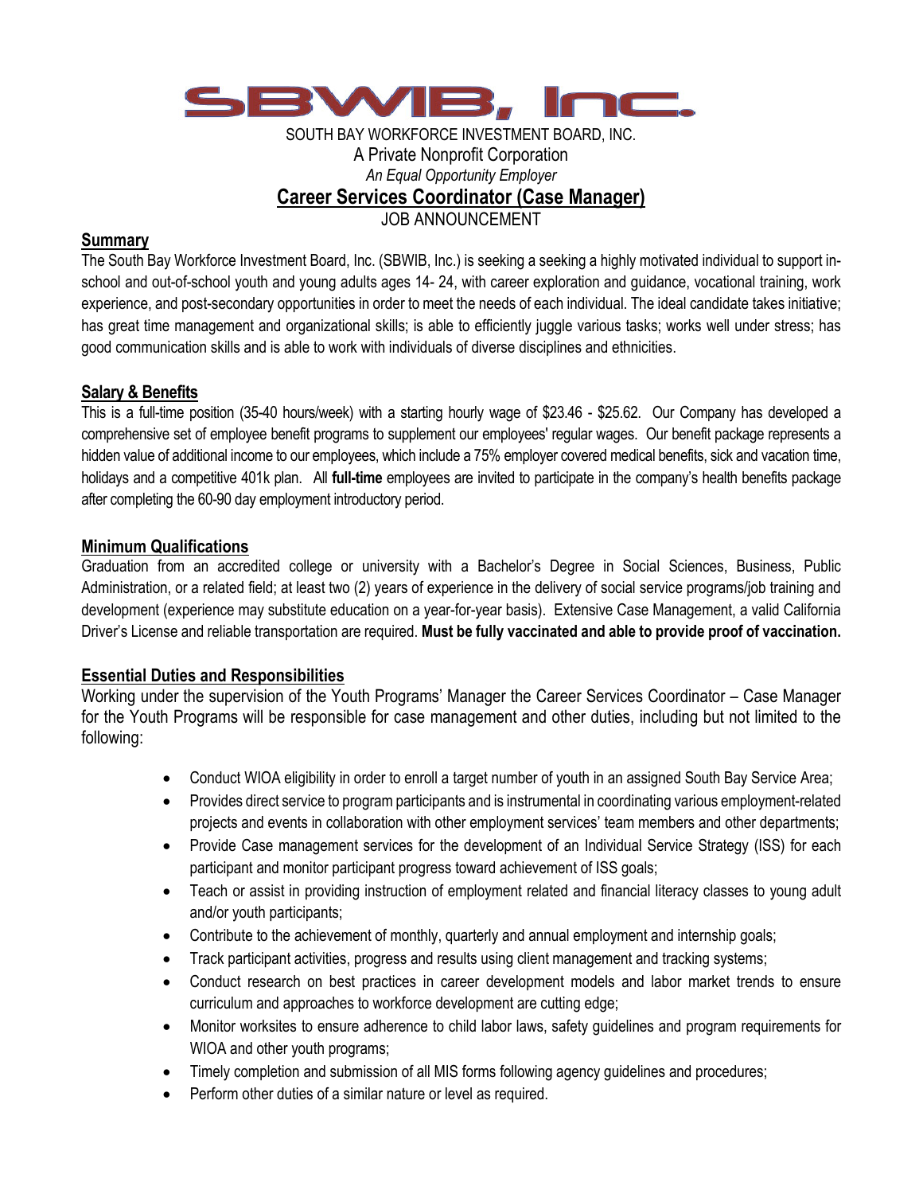# SBWIB, Inc.

SOUTH BAY WORKFORCE INVESTMENT BOARD, INC.
A Private Nonprofit Corporation
*An Equal Opportunity Employer*

## Career Services Coordinator (Case Manager)

JOB ANNOUNCEMENT

### Summary

The South Bay Workforce Investment Board, Inc. (SBWIB, Inc.) is seeking a seeking a highly motivated individual to support in-school and out-of-school youth and young adults ages 14- 24, with career exploration and guidance, vocational training, work experience, and post-secondary opportunities in order to meet the needs of each individual. The ideal candidate takes initiative; has great time management and organizational skills; is able to efficiently juggle various tasks; works well under stress; has good communication skills and is able to work with individuals of diverse disciplines and ethnicities.

### Salary & Benefits

This is a full-time position (35-40 hours/week) with a starting hourly wage of $23.46 - $25.62. Our Company has developed a comprehensive set of employee benefit programs to supplement our employees' regular wages. Our benefit package represents a hidden value of additional income to our employees, which include a 75% employer covered medical benefits, sick and vacation time, holidays and a competitive 401k plan. All **full-time** employees are invited to participate in the company's health benefits package after completing the 60-90 day employment introductory period.

### Minimum Qualifications

Graduation from an accredited college or university with a Bachelor's Degree in Social Sciences, Business, Public Administration, or a related field; at least two (2) years of experience in the delivery of social service programs/job training and development (experience may substitute education on a year-for-year basis). Extensive Case Management, a valid California Driver's License and reliable transportation are required. **Must be fully vaccinated and able to provide proof of vaccination.**

### Essential Duties and Responsibilities

Working under the supervision of the Youth Programs' Manager the Career Services Coordinator – Case Manager for the Youth Programs will be responsible for case management and other duties, including but not limited to the following:

- Conduct WIOA eligibility in order to enroll a target number of youth in an assigned South Bay Service Area;
- Provides direct service to program participants and is instrumental in coordinating various employment-related projects and events in collaboration with other employment services' team members and other departments;
- Provide Case management services for the development of an Individual Service Strategy (ISS) for each participant and monitor participant progress toward achievement of ISS goals;
- Teach or assist in providing instruction of employment related and financial literacy classes to young adult and/or youth participants;
- Contribute to the achievement of monthly, quarterly and annual employment and internship goals;
- Track participant activities, progress and results using client management and tracking systems;
- Conduct research on best practices in career development models and labor market trends to ensure curriculum and approaches to workforce development are cutting edge;
- Monitor worksites to ensure adherence to child labor laws, safety guidelines and program requirements for WIOA and other youth programs;
- Timely completion and submission of all MIS forms following agency guidelines and procedures;
- Perform other duties of a similar nature or level as required.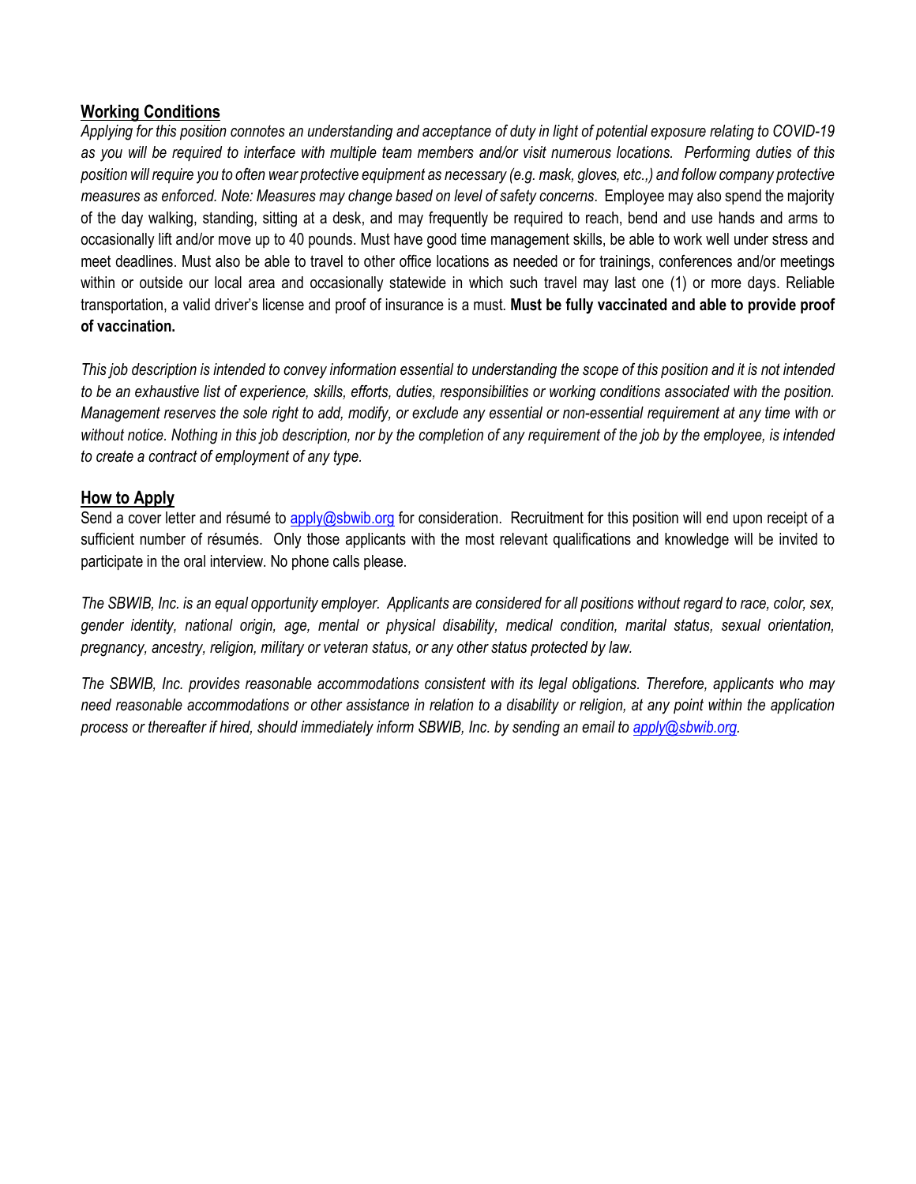## Working Conditions

*Applying for this position connotes an understanding and acceptance of duty in light of potential exposure relating to COVID-19 as you will be required to interface with multiple team members and/or visit numerous locations. Performing duties of this position will require you to often wear protective equipment as necessary (e.g. mask, gloves, etc.,) and follow company protective measures as enforced. Note: Measures may change based on level of safety concerns*. Employee may also spend the majority of the day walking, standing, sitting at a desk, and may frequently be required to reach, bend and use hands and arms to occasionally lift and/or move up to 40 pounds. Must have good time management skills, be able to work well under stress and meet deadlines. Must also be able to travel to other office locations as needed or for trainings, conferences and/or meetings within or outside our local area and occasionally statewide in which such travel may last one (1) or more days. Reliable transportation, a valid driver's license and proof of insurance is a must. **Must be fully vaccinated and able to provide proof of vaccination.**

*This job description is intended to convey information essential to understanding the scope of this position and it is not intended to be an exhaustive list of experience, skills, efforts, duties, responsibilities or working conditions associated with the position. Management reserves the sole right to add, modify, or exclude any essential or non-essential requirement at any time with or without notice. Nothing in this job description, nor by the completion of any requirement of the job by the employee, is intended to create a contract of employment of any type.*

## How to Apply

Send a cover letter and résumé to apply@sbwib.org for consideration. Recruitment for this position will end upon receipt of a sufficient number of résumés. Only those applicants with the most relevant qualifications and knowledge will be invited to participate in the oral interview. No phone calls please.

*The SBWIB, Inc. is an equal opportunity employer. Applicants are considered for all positions without regard to race, color, sex, gender identity, national origin, age, mental or physical disability, medical condition, marital status, sexual orientation, pregnancy, ancestry, religion, military or veteran status, or any other status protected by law.*

*The SBWIB, Inc. provides reasonable accommodations consistent with its legal obligations. Therefore, applicants who may need reasonable accommodations or other assistance in relation to a disability or religion, at any point within the application process or thereafter if hired, should immediately inform SBWIB, Inc. by sending an email to apply@sbwib.org.*